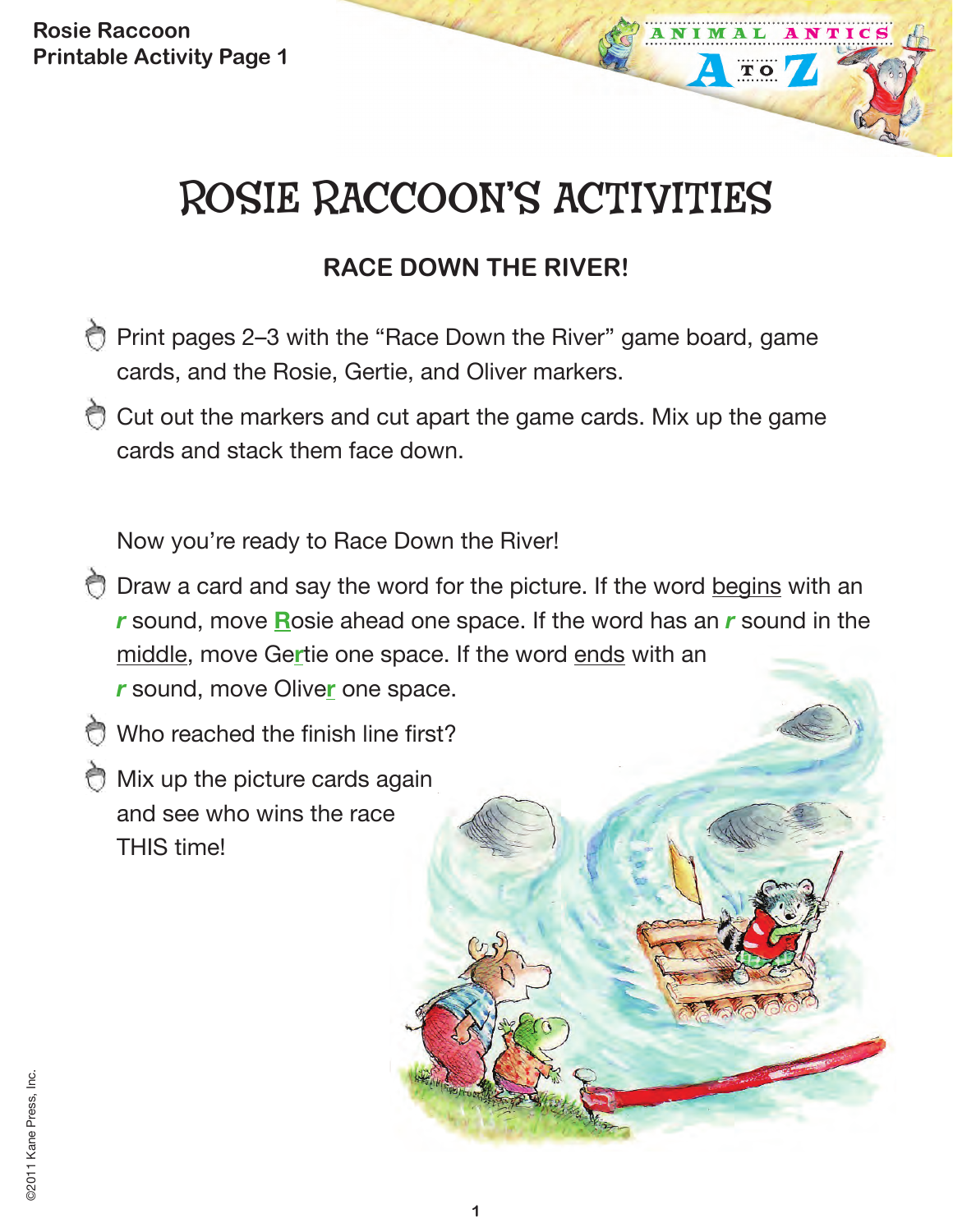Rosie Raccoon
Printable Activity Page 1

# ROSIE RACCOON'S ACTIVITIES

## RACE DOWN THE RIVER!

- Print pages 2–3 with the "Race Down the River" game board, game cards, and the Rosie, Gertie, and Oliver markers.
- Cut out the markers and cut apart the game cards. Mix up the game cards and stack them face down.

Now you're ready to Race Down the River!

- Draw a card and say the word for the picture. If the word begins with an ***r*** sound, move **R**osie ahead one space. If the word has an ***r*** sound in the middle, move Ge**r**tie one space. If the word ends with an ***r*** sound, move Olive**r** one space.
- Who reached the finish line first?
- Mix up the picture cards again and see who wins the race THIS time!

©2011 Kane Press, Inc.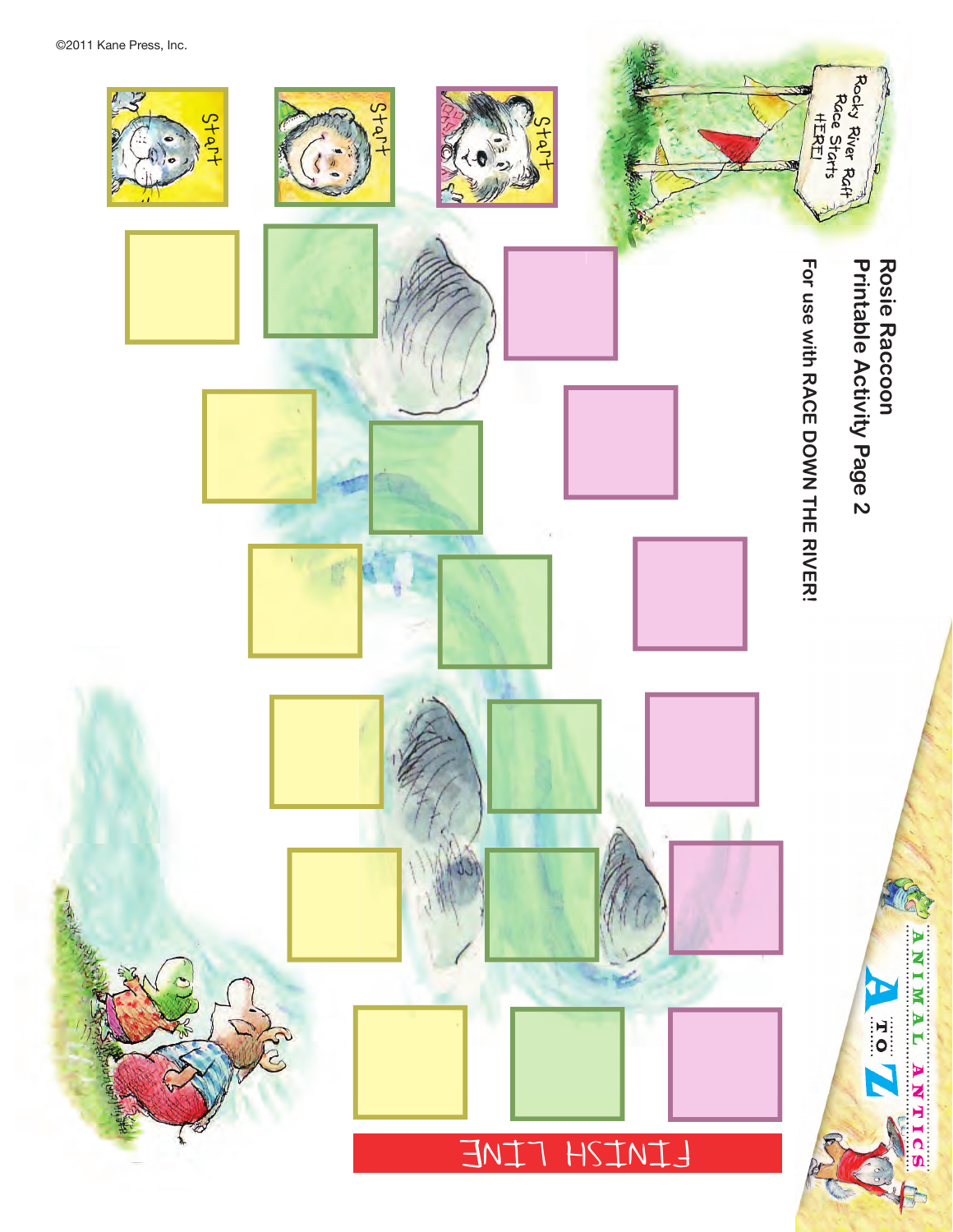©2011 Kane Press, Inc.

# Rosie Raccoon

## Printable Activity Page 2

For use with RACE DOWN THE RIVER!

Rocky River Raft Race Starts HERE!

Start

Start

Start

FINISH LINE

ANIMAL ANTICS A TO Z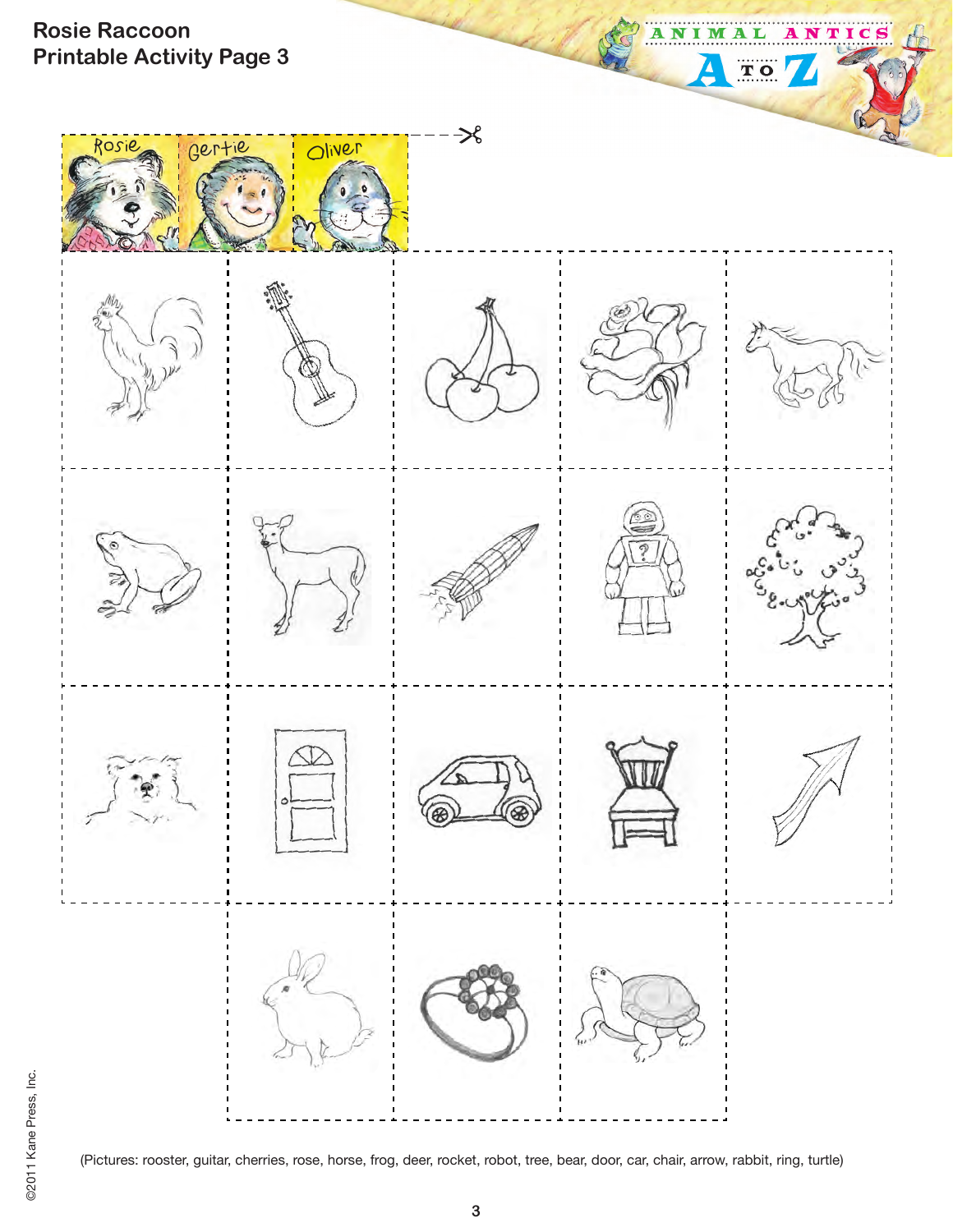# Rosie Raccoon
## Printable Activity Page 3

Rosie | Gertie | Oliver

(Pictures: rooster, guitar, cherries, rose, horse, frog, deer, rocket, robot, tree, bear, door, car, chair, arrow, rabbit, ring, turtle)

©2011 Kane Press, Inc.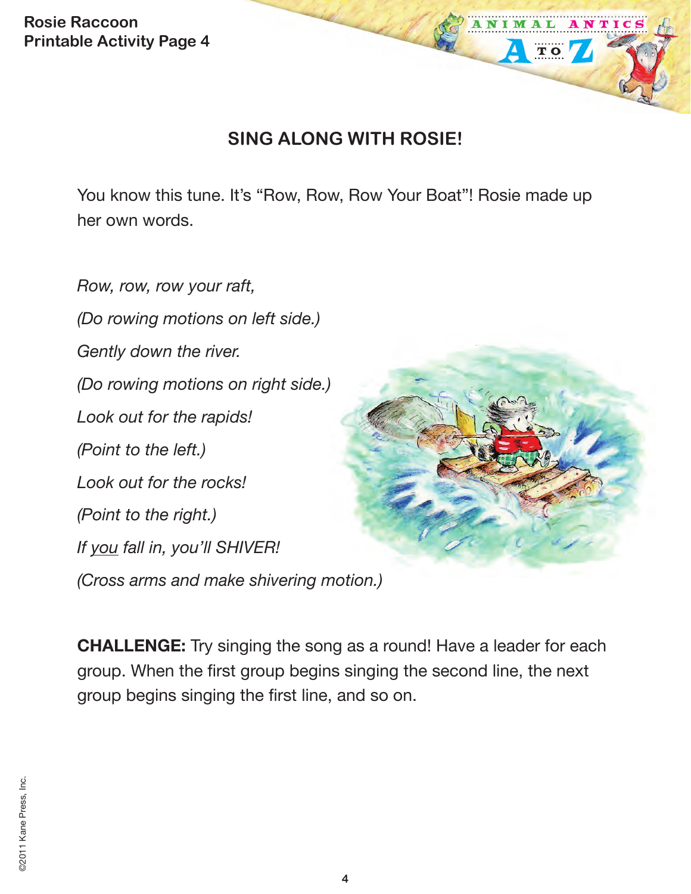Rosie Raccoon
Printable Activity Page 4

## SING ALONG WITH ROSIE!

You know this tune. It's "Row, Row, Row Your Boat"! Rosie made up her own words.

*Row, row, row your raft,*

*(Do rowing motions on left side.)*

*Gently down the river.*

*(Do rowing motions on right side.)*

*Look out for the rapids!*

*(Point to the left.)*

*Look out for the rocks!*

*(Point to the right.)*

*If <u>you</u> fall in, you'll SHIVER!*

*(Cross arms and make shivering motion.)*

**CHALLENGE:** Try singing the song as a round! Have a leader for each group. When the first group begins singing the second line, the next group begins singing the first line, and so on.

©2011 Kane Press, Inc.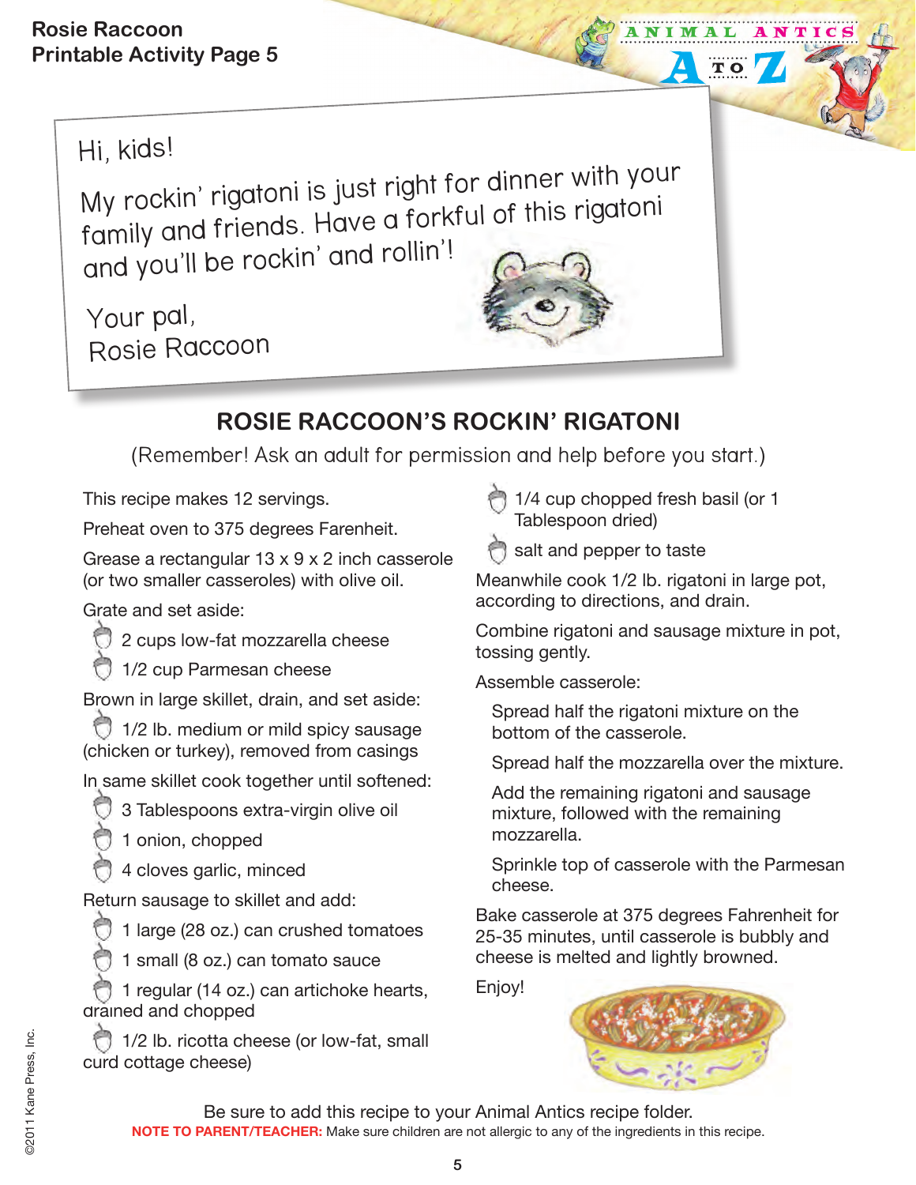Rosie Raccoon
Printable Activity Page 5

Hi, kids!

My rockin' rigatoni is just right for dinner with your family and friends. Have a forkful of this rigatoni and you'll be rockin' and rollin'!

Your pal,
Rosie Raccoon

## ROSIE RACCOON'S ROCKIN' RIGATONI

(Remember! Ask an adult for permission and help before you start.)

This recipe makes 12 servings.

Preheat oven to 375 degrees Farenheit.

Grease a rectangular 13 x 9 x 2 inch casserole (or two smaller casseroles) with olive oil.

Grate and set aside:

- 2 cups low-fat mozzarella cheese
- 1/2 cup Parmesan cheese

Brown in large skillet, drain, and set aside:

- 1/2 lb. medium or mild spicy sausage (chicken or turkey), removed from casings

In same skillet cook together until softened:

- 3 Tablespoons extra-virgin olive oil
- 1 onion, chopped
- 4 cloves garlic, minced

Return sausage to skillet and add:

- 1 large (28 oz.) can crushed tomatoes
- 1 small (8 oz.) can tomato sauce
- 1 regular (14 oz.) can artichoke hearts, drained and chopped
- 1/2 lb. ricotta cheese (or low-fat, small curd cottage cheese)
- 1/4 cup chopped fresh basil (or 1 Tablespoon dried)
- salt and pepper to taste

Meanwhile cook 1/2 lb. rigatoni in large pot, according to directions, and drain.

Combine rigatoni and sausage mixture in pot, tossing gently.

Assemble casserole:

Spread half the rigatoni mixture on the bottom of the casserole.

Spread half the mozzarella over the mixture.

Add the remaining rigatoni and sausage mixture, followed with the remaining mozzarella.

Sprinkle top of casserole with the Parmesan cheese.

Bake casserole at 375 degrees Fahrenheit for 25-35 minutes, until casserole is bubbly and cheese is melted and lightly browned.

Enjoy!

Be sure to add this recipe to your Animal Antics recipe folder.

**NOTE TO PARENT/TEACHER:** Make sure children are not allergic to any of the ingredients in this recipe.

©2011 Kane Press, Inc.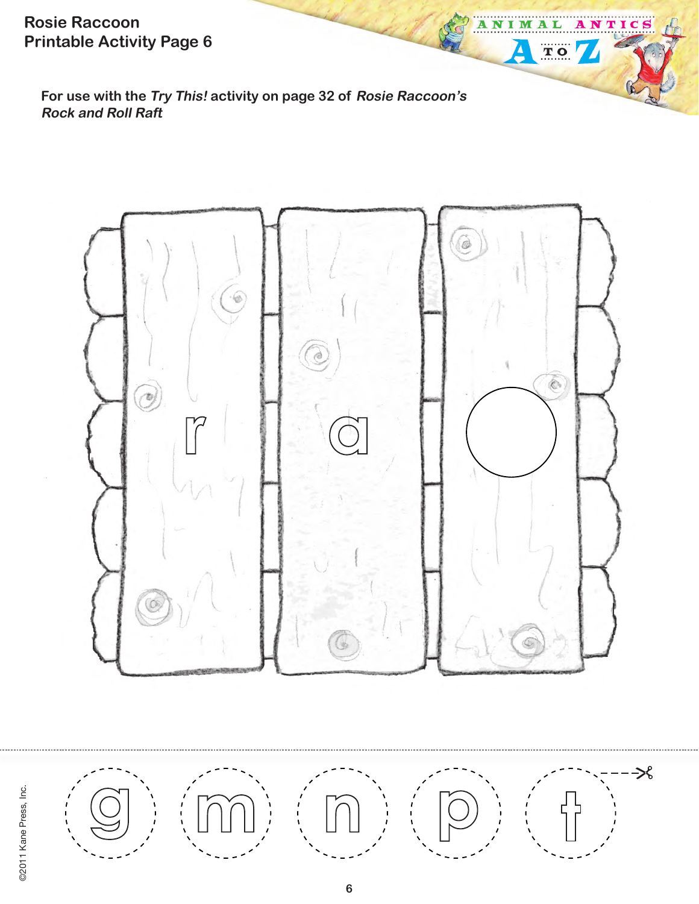**Rosie Raccoon**
**Printable Activity Page 6**

For use with the ***Try This!*** activity on page 32 of ***Rosie Raccoon's Rock and Roll Raft***

r

a

g m n p t

©2011 Kane Press, Inc.